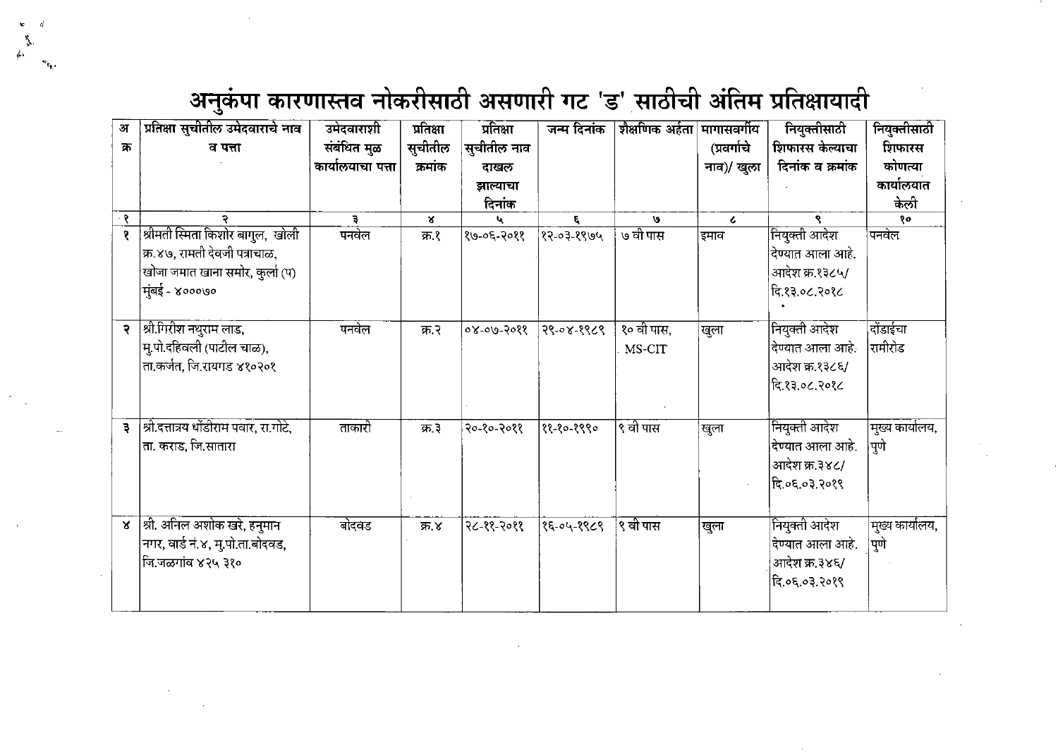# अनुकंपा कारणास्तव नोकरीसाठी असणारी गट 'ड' साठीची अंतिम प्रतिक्षायादी

| अ क्र | प्रतिक्षा सुचीतील उमेदवाराचे नाव व पत्ता | उमेदवाराशी संबंधित मुळ कार्यालयाचा पत्ता | प्रतिक्षा सुचीतील क्रमांक | प्रतिक्षा सुचीतील नाव दाखल झाल्याचा दिनांक | जन्म दिनांक | शैक्षणिक अर्हता | मागासवर्गीय (प्रवर्गाचे नाव)/ खुला | नियुक्तीसाठी शिफारस केल्याचा दिनांक व क्रमांक | नियुक्तीसाठी शिफारस कोणत्या कार्यालयात केली |
|---|---|---|---|---|---|---|---|---|---|
| १ | २ | ३ | ४ | ५ | ६ | ७ | ८ | ९ | १० |
| १ | श्रीमती स्मिता किशोर बागुल, खोली क्र.४७, रामती देवजी पत्राचाळ, खोजा जमात खाना समोर, कुर्ला (प) मुंबई - ४०००७० | पनवेल | क्र.१ | १७-०६-२०११ | १२-०३-१९७५ | ७ वी पास | इमाव | नियुक्ती आदेश देण्यात आला आहे. आदेश क्र.१३८५/ दि.१३.०८.२०१८ | पनवेल |
| २ | श्री.गिरीश नथुराम लाड, मु.पो.दहिवली (पाटील चाळ), ता.कर्जत, जि.रायगड ४१०२०१ | पनवेल | क्र.२ | ०४-०७-२०११ | २९-०४-१९८९ | १० वी पास, MS-CIT | खुला | नियुक्ती आदेश देण्यात आला आहे. आदेश क्र.१३८६/ दि.१३.०८.२०१८ | दोंडाईचा रामीरोड |
| ३ | श्री.दत्तात्रय धोंडीराम पवार, रा.गोटे, ता. कराड, जि.सातारा | ताकारी | क्र.३ | २०-१०-२०११ | ११-१०-१९९० | ९ वी पास | खुला | नियुक्ती आदेश देण्यात आला आहे. आदेश क्र.३४८/ दि.०६.०३.२०१९ | मुख्य कार्यालय, पुणे |
| ४ | श्री. अनिल अशोक खरे, हनुमान नगर, वार्ड नं.४, मु.पो.ता.बोदवड, जि.जळगांव ४२५ ३१० | बोदवड | क्र.४ | २८-११-२०११ | १६-०५-१९८९ | ९ वी पास | खुला | नियुक्ती आदेश देण्यात आला आहे. आदेश क्र.३४६/ दि.०६.०३.२०१९ | मुख्य कार्यालय, पुणे |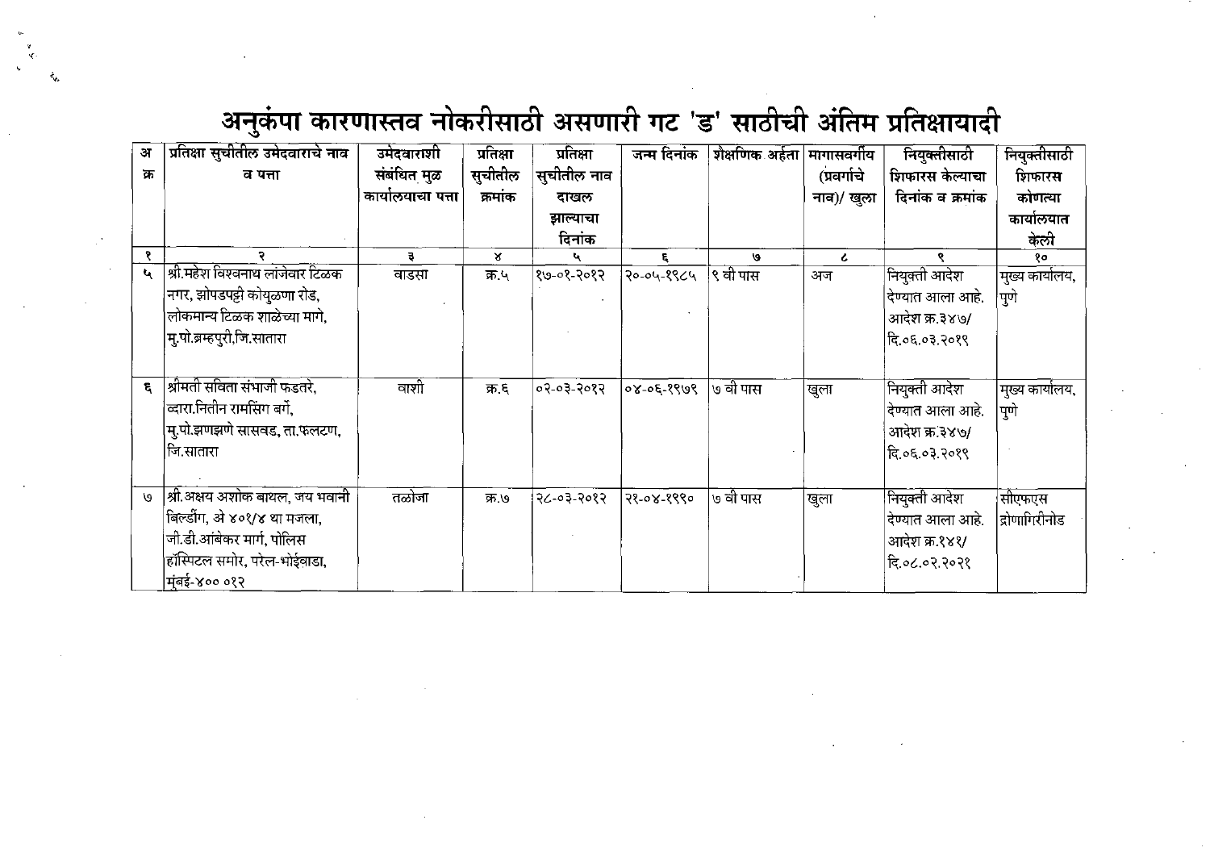# अनुकंपा कारणास्तव नोकरीसाठी असणारी गट 'ड' साठीची अंतिम प्रतिक्षायादी

| अ क्र | प्रतिक्षा सुचीतील उमेदवाराचे नाव व पत्ता | उमेदवाराशी संबंधित मुळ कार्यालयाचा पत्ता | प्रतिक्षा सुचीतील क्रमांक | प्रतिक्षा सुचीतील नाव दाखल झाल्याचा दिनांक | जन्म दिनांक | शैक्षणिक अर्हता | मागासवर्गीय (प्रवर्गाचे नाव)/ खुला | नियुक्तीसाठी शिफारस केल्याचा दिनांक व क्रमांक | नियुक्तीसाठी शिफारस कोणत्या कार्यालयात केली |
|---|---|---|---|---|---|---|---|---|---|
| १ | २ | ३ | ४ | ५ | ६ | ७ | ८ | ९ | १० |
| ५ | श्री.महेश विश्वनाथ लांजेवार टिळक नगर, झोपडपट्टी कोयुळणा रोड, लोकमान्य टिळक शाळेच्या मागे, मु.पो.ब्रम्हपुरी.जि.सातारा | वाडसा | क्र.५ | १७-०१-२०१२ | २०-०५-१९८५ | ९ वी पास | अज | नियुक्ती आदेश देण्यात आला आहे. आदेश क्र.३४७/ दि.०६.०३.२०१९ | मुख्य कार्यालय, पुणे |
| ६ | श्रीमती सविता संभाजी फडतरे, व्दारा.नितीन रामसिंग बर्गे, मु.पो.झणझणे सासवड, ता.फलटण, जि.सातारा | वाशी | क्र.६ | ०२-०३-२०१२ | ०४-०६-१९७९ | ७ वी पास | खुला | नियुक्ती आदेश देण्यात आला आहे. आदेश क्र.३४७/ दि.०६.०३.२०१९ | मुख्य कार्यालय, पुणे |
| ७ | श्री.अक्षय अशोक बाथल, जय भवानी बिल्डींग, अे ४०१/४ था मजला, जी.डी.आंबेकर मार्ग, पोलिस हॉस्पिटल समोर, परेल-भोईवाडा, मुंबई-४०० ०१२ | तळोजा | क्र.७ | २८-०३-२०१२ | २१-०४-१९९० | ७ वी पास | खुला | नियुक्ती आदेश देण्यात आला आहे. आदेश क्र.१४१/ दि.०८.०२.२०२१ | सीएफएस द्रोणागिरीनोड |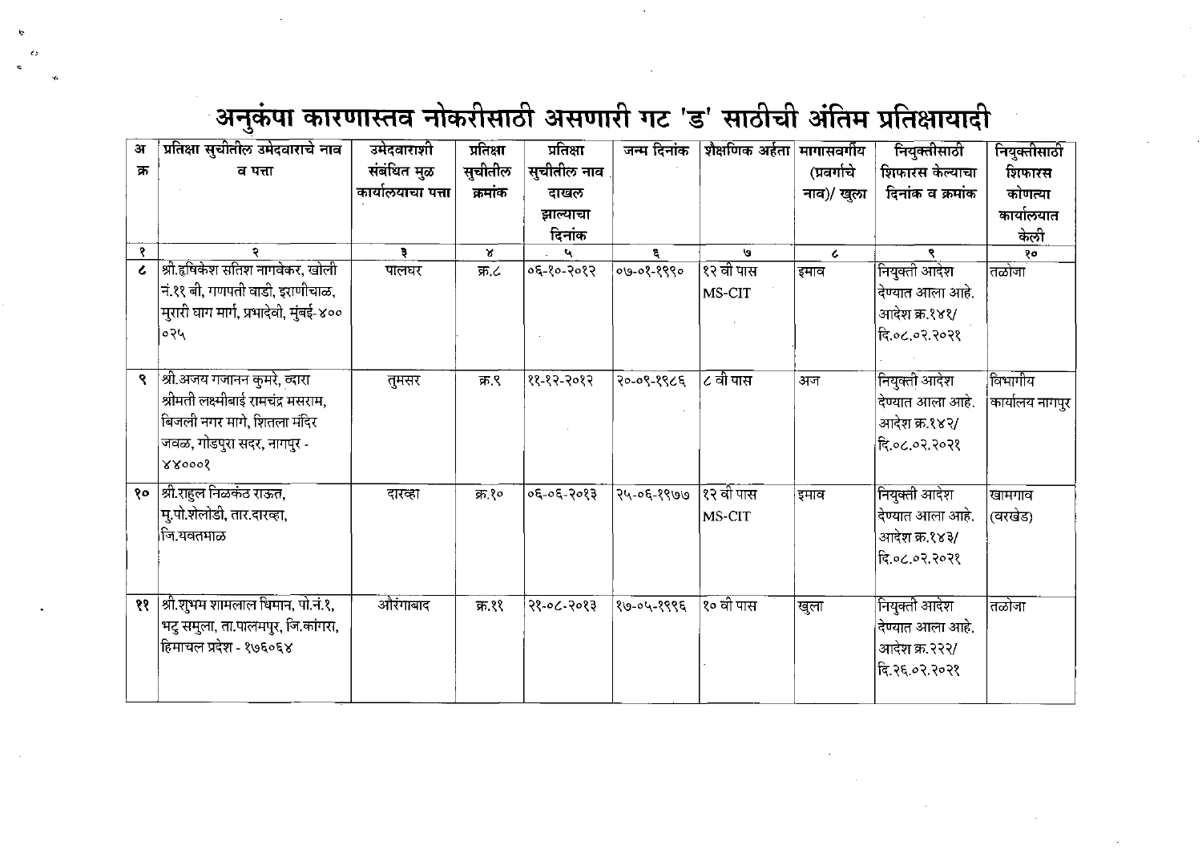# अनुकंपा कारणास्तव नोकरीसाठी असणारी गट 'ड' साठीची अंतिम प्रतिक्षायादी

| अ क्र | प्रतिक्षा सुचीतील उमेदवाराचे नाव व पत्ता | उमेदवाराशी संबंधित मुळ कार्यालयाचा पत्ता | प्रतिक्षा सुचीतील क्रमांक | प्रतिक्षा सुचीतील नाव दाखल झाल्याचा दिनांक | जन्म दिनांक | शैक्षणिक अर्हता | मागासवर्गीय (प्रवर्गाचे नाव)/ खुला | नियुक्तीसाठी शिफारस केल्याचा दिनांक व क्रमांक | नियुक्तीसाठी शिफारस कोणत्या कार्यालयात केली |
|---|---|---|---|---|---|---|---|---|---|
| १ | २ | ३ | ४ | ५ | ६ | ७ | ८ | ९ | १० |
| ८ | श्री.हृषिकेश सतिश नागवेकर, खोली नं.११ बी, गणपती वाडी, इराणीचाळ, मुरारी घाग मार्ग, प्रभादेवी, मुंबई-४०० ०२५ | पालघर | क्र.८ | ०६-१०-२०१२ | ०७-०१-१९९० | १२ वी पास MS-CIT | इमाव | नियुक्ती आदेश देण्यात आला आहे. आदेश क्र.१४१/ दि.०८.०२.२०२१ | तळोजा |
| ९ | श्री.अजय गजानन कुमरे, द्वारा श्रीमती लक्ष्मीबाई रामचंद्र मसराम, बिजली नगर मागे, शितला मंदिर जवळ, गोडपुरा सदर, नागपुर - ४४०००१ | तुमसर | क्र.९ | ११-१२-२०१२ | २०-०९-१९८६ | ८ वी पास | अज | नियुक्ती आदेश देण्यात आला आहे. आदेश क्र.१४२/ दि.०८.०२.२०२१ | विभागीय कार्यालय नागपुर |
| १० | श्री.राहुल निळकंठ राऊत, मु.पो.शेलोडी, तार.दारव्हा, जि.यवतमाळ | दारव्हा | क्र.१० | ०६-०६-२०१३ | २५-०६-१९७७ | १२ वी पास MS-CIT | इमाव | नियुक्ती आदेश देण्यात आला आहे. आदेश क्र.१४३/ दि.०८.०२.२०२१ | खामगाव (वरखेड) |
| ११ | श्री.शुभम शामलाल धिमान, पो.नं.१, भटु समुला, ता.पालमपुर, जि.कांगरा, हिमाचल प्रदेश - १७६०६४ | औरंगाबाद | क्र.११ | २१-०८-२०१३ | १७-०५-१९९६ | १० वी पास | खुला | नियुक्ती आदेश देण्यात आला आहे. आदेश क्र.२२२/ दि.२६.०२.२०२१ | तळोजा |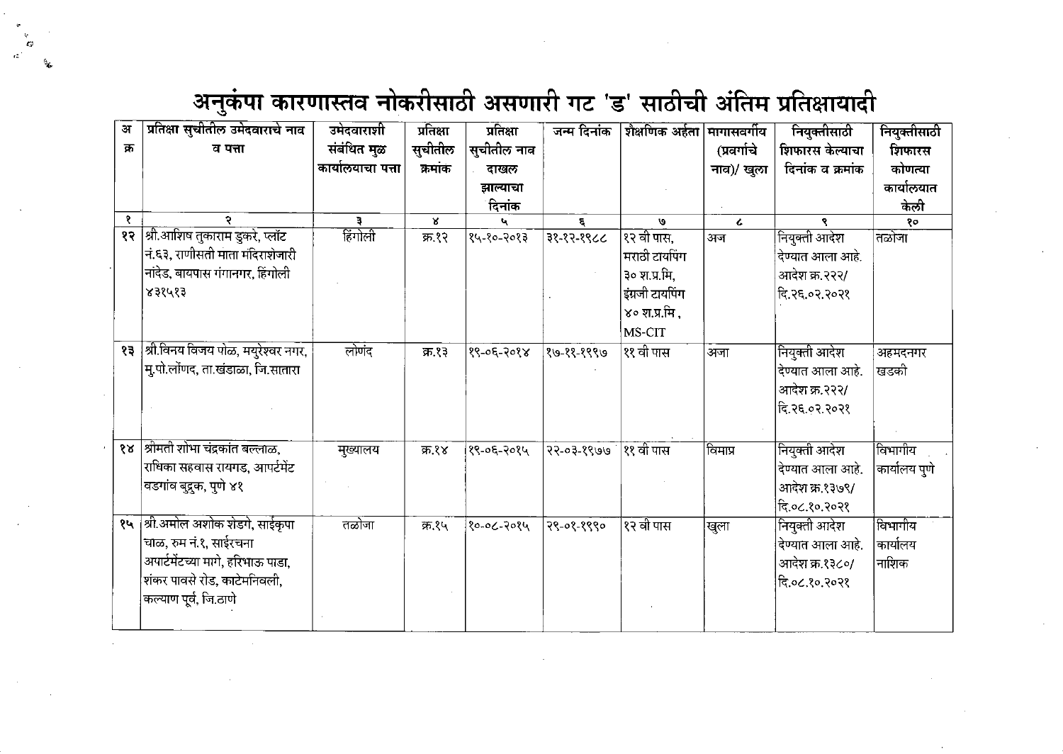# अनुकंपा कारणास्तव नोकरीसाठी असणारी गट 'ड' साठीची अंतिम प्रतिक्षायादी

| अ क्र | प्रतिक्षा सुचीतील उमेदवाराचे नाव व पत्ता | उमेदवाराशी संबंधित मुळ कार्यालयाचा पत्ता | प्रतिक्षा सुचीतील क्रमांक | प्रतिक्षा सुचीतील नाव दाखल झाल्याचा दिनांक | जन्म दिनांक | शैक्षणिक अर्हता | मागासवर्गीय (प्रवर्गाचे नाव)/ खुला | नियुक्तीसाठी शिफारस केल्याचा दिनांक व क्रमांक | नियुक्तीसाठी शिफारस कोणत्या कार्यालयात केली |
|---|---|---|---|---|---|---|---|---|---|
| १ | २ | ३ | ४ | ५ | ६ | ७ | ८ | ९ | १० |
| १२ | श्री.आशिष तुकाराम डुकरे, प्लॉट नं.६३, राणीसती माता मंदिराशेजारी नांदेड, बायपास गंगानगर, हिंगोली ४३१५१३ | हिंगोली | क्र.१२ | १५-१०-२०१३ | ३१-१२-१९८८ | १२ वी पास, मराठी टायपिंग ३० श.प्र.मि, इंग्रजी टायपिंग ४० श.प्र.मि, MS-CIT | अज | नियुक्ती आदेश देण्यात आला आहे. आदेश क्र.२२२/ दि.२६.०२.२०२१ | तळोजा |
| १३ | श्री.विनय विजय पोळ, मयुरेश्वर नगर, मु.पो.लोंणद, ता.खंडाळा, जि.सातारा | लोंणंद | क्र.१३ | १९-०६-२०१४ | १७-११-१९९७ | ११ वी पास | अजा | नियुक्ती आदेश देण्यात आला आहे. आदेश क्र.२२२/ दि.२६.०२.२०२१ | अहमदनगर खडकी |
| १४ | श्रीमती शोभा चंद्रकांत बल्लाळ, राधिका सहवास रायगड, आर्पटमेंट वडगांव बुद्रुक, पुणे ४१ | मुख्यालय | क्र.१४ | १९-०६-२०१५ | २२-०३-१९७७ | ११ वी पास | विमाप्र | नियुक्ती आदेश देण्यात आला आहे. आदेश क्र.१३७९/ दि.०८.१०.२०२१ | विभागीय कार्यालय पुणे |
| १५ | श्री.अमोल अशोक शेडगे, साईकृपा चाळ, रुम नं.१, साईरचना अपार्टमेंटच्या मागे, हरिभाऊ पाडा, शंकर पावसे रोड, काटेमनिवली, कल्याण पूर्व, जि.ठाणे | तळोजा | क्र.१५ | १०-०८-२०१५ | २९-०१-१९९० | १२ वी पास | खुला | नियुक्ती आदेश देण्यात आला आहे. आदेश क्र.१३८०/ दि.०८.१०.२०२१ | विभागीय कार्यालय नाशिक |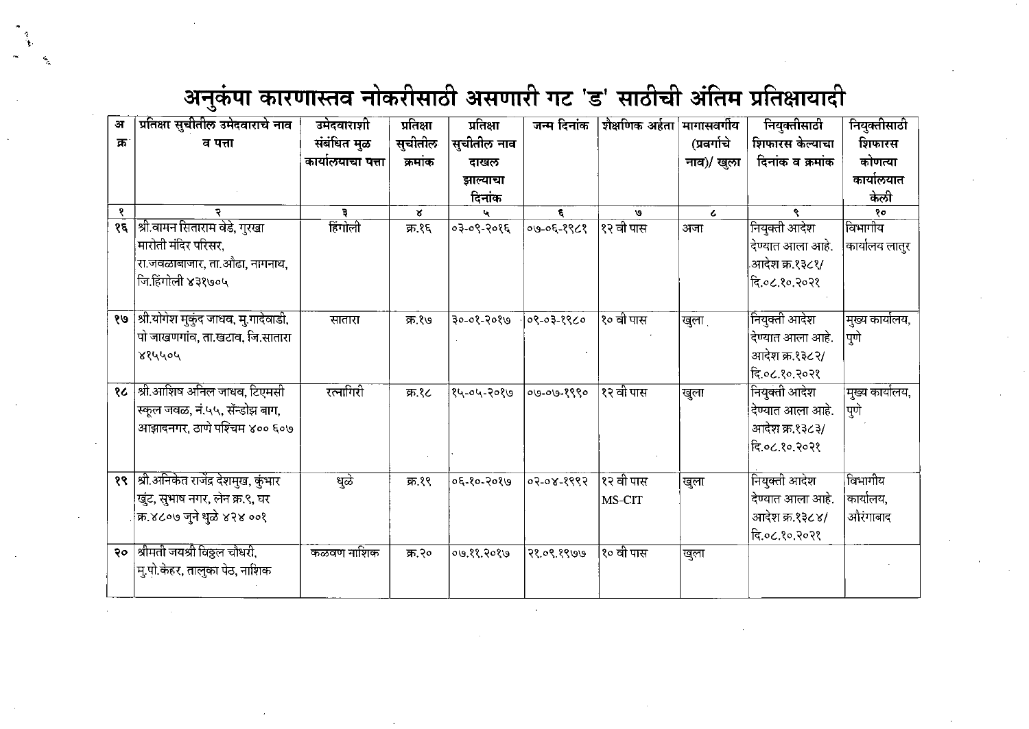# अनुकंपा कारणास्तव नोकरीसाठी असणारी गट 'ड' साठीची अंतिम प्रतिक्षायादी

| अ क्र | प्रतिक्षा सुचीतील उमेदवाराचे नाव व पत्ता | उमेदवाराशी संबंधित मुळ कार्यालयाचा पत्ता | प्रतिक्षा सुचीतील क्रमांक | प्रतिक्षा सुचीतील नाव दाखल झाल्याचा दिनांक | जन्म दिनांक | शैक्षणिक अर्हता | मागासवर्गीय (प्रवर्गाचे नाव)/ खुला | नियुक्तीसाठी शिफारस केल्याचा दिनांक व क्रमांक | नियुक्तीसाठी शिफारस कोणत्या कार्यालयात केली |
|---|---|---|---|---|---|---|---|---|---|
| १ | २ | ३ | ४ | ५ | ६ | ७ | ८ | ९ | १० |
| १६ | श्री.वामन सिताराम वेडे, गुरखा मारोती मंदिर परिसर, रा.जवळाबाजार, ता.औंढा, नागनाथ, जि.हिंगोली ४३१७०५ | हिंगोली | क्र.१६ | ०३-०९-२०१६ | ०७-०६-१९८१ | १२ वी पास | अजा | नियुक्ती आदेश देण्यात आला आहे. आदेश क्र.१३८१/ दि.०८.१०.२०२१ | विभागीय कार्यालय लातुर |
| १७ | श्री.योगेश मुकुंद जाधव, मु.गादेवाडी, पो जाखणगांव, ता.खटाव, जि.सातारा ४१५५०५ | सातारा | क्र.१७ | ३०-०१-२०१७ | ०९-०३-१९८० | १० वी पास | खुला | नियुक्ती आदेश देण्यात आला आहे. आदेश क्र.१३८२/ दि.०८.१०.२०२१ | मुख्य कार्यालय, पुणे |
| १८ | श्री.आशिष अनिल जाधव, टिएमसी स्कूल जवळ, नं.५५, सॅन्डोझ बाग, आझादनगर, ठाणे पश्चिम ४०० ६०७ | रत्नागिरी | क्र.१८ | १५-०५-२०१७ | ०७-०७-१९९० | १२ वी पास | खुला | नियुक्ती आदेश देण्यात आला आहे. आदेश क्र.१३८३/ दि.०८.१०.२०२१ | मुख्य कार्यालय, पुणे |
| १९ | श्री.अनिकेत राजेंद्र देशमुख, कुंभार खुंट, सुभाष नगर, लेन क्र.९, घर क्र.४८०७ जुने धुळे ४२४ ००१ | धुळे | क्र.१९ | ०६-१०-२०१७ | ०२-०४-१९९२ | १२ वी पास MS-CIT | खुला | नियुक्ती आदेश देण्यात आला आहे. आदेश क्र.१३८४/ दि.०८.१०.२०२१ | विभागीय कार्यालय, औरंगाबाद |
| २० | श्रीमती जयश्री विठ्ठल चौधरी, मु.पो.केहर, तालुका पेठ, नाशिक | कळवण नाशिक | क्र.२० | ०७.११.२०१७ | २१.०९.१९७७ | १० वी पास | खुला | | |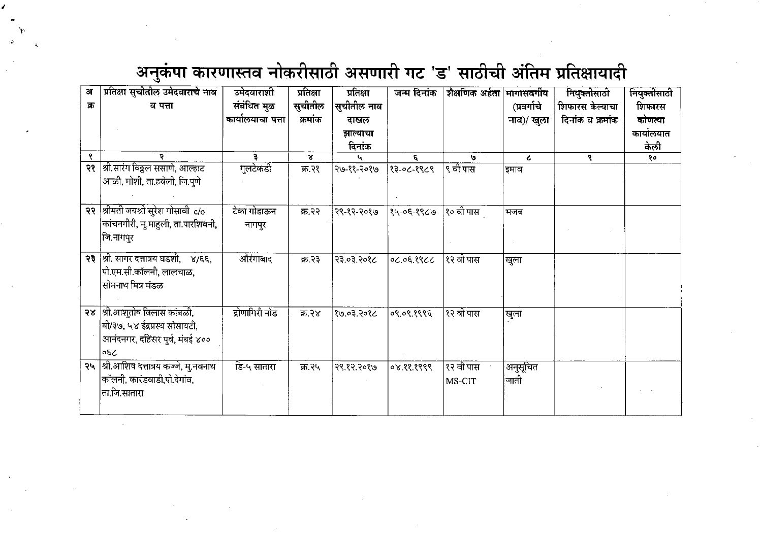# अनुकंपा कारणास्तव नोकरीसाठी असणारी गट 'ड' साठीची अंतिम प्रतिक्षायादी

| अ क्र | प्रतिक्षा सुचीतील उमेदवाराचे नाव व पत्ता | उमेदवाराशी संबंधित मुळ कार्यालयाचा पत्ता | प्रतिक्षा सुचीतील क्रमांक | प्रतिक्षा सुचीतील नाव दाखल झाल्याचा दिनांक | जन्म दिनांक | शैक्षणिक अर्हता | मागासवर्गीय (प्रवर्गाचे नाव)/ खुला | नियुक्तीसाठी शिफारस केल्याचा दिनांक व क्रमांक | नियुक्तीसाठी शिफारस कोणत्या कार्यालयात केली |
|---|---|---|---|---|---|---|---|---|---|
| १ | २ | ३ | ४ | ५ | ६ | ७ | ८ | ९ | १० |
| २१ | श्री.सारंग विठ्ठल ससाणे, आल्हाट आळी, मोशी, ता.हवेली, जि.पुणे | गुलटेकडी | क्र.२१ | २७-११-२०१७ | १३-०८-१९८९ | ९ वी पास | इमाव | | |
| २२ | श्रीमती जयश्री सुरेश गोसावी c/o कांचनगीरी, मु.माहुली, ता.पारशिवनी, जि.नागपुर | टेका गोडाऊन नागपुर | क्र.२२ | २९-१२-२०१७ | १५-०६-१९८७ | १० वी पास | भजब | | |
| २३ | श्री. सागर दत्तात्रय घडशी, ४/६६, पी.एम.सी.कॉलनी, लालचाळ, सोमनाथ मित्र मंडळ | औरंगाबाद | क्र.२३ | २३.०३.२०१८ | ०८.०६.१९८८ | १२ वी पास | खुला | | |
| २४ | श्री.आशुतोष विलास कांबळी, बी/३७, ५४ ईद्रप्रस्थ सोसायटी, आनंदनगर, दहिसर पुर्व, मंबई ४०० ०६८ | द्रोणागिरी नोड | क्र.२४ | १७.०३.२०१८ | ०९.०९.१९९६ | १२ वी पास | खुला | | |
| २५ | श्री.आशिष दत्तात्रय कज्जे, मु.नवनाथ कॉलनी, कारंडवाडी,पो.देगांव, ता.जि.सातारा | डि-५ सातारा | क्र.२५ | २९.१२.२०१७ | ०४.११.१९९९ | १२ वी पास MS-CIT | अनुसूचित जाती | | |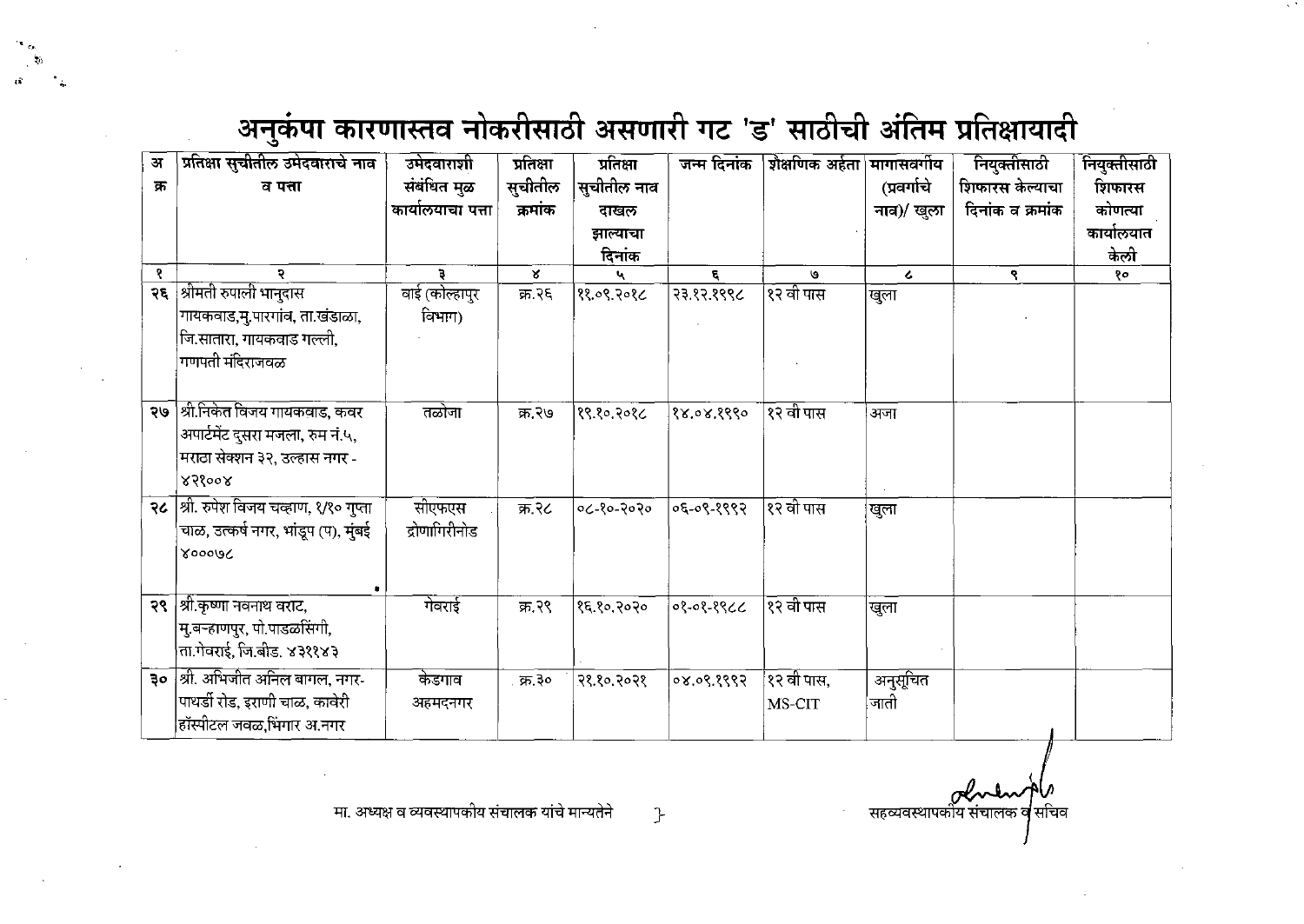# अनुकंपा कारणास्तव नोकरीसाठी असणारी गट 'ड' साठीची अंतिम प्रतिक्षायादी

| अ क्र | प्रतिक्षा सुचीतील उमेदवाराचे नाव व पत्ता | उमेदवाराशी संबंधित मुळ कार्यालयाचा पत्ता | प्रतिक्षा सुचीतील क्रमांक | प्रतिक्षा सुचीतील नाव दाखल झाल्याचा दिनांक | जन्म दिनांक | शैक्षणिक अर्हता | मागासवर्गीय (प्रवर्गाचे नाव)/ खुला | नियुक्तीसाठी शिफारस केल्याचा दिनांक व क्रमांक | नियुक्तीसाठी शिफारस कोणत्या कार्यालयात केली |
|---|---|---|---|---|---|---|---|---|---|
| १ | २ | ३ | ४ | ५ | ६ | ७ | ८ | ९ | १० |
| २६ | श्रीमती रुपाली भानुदास गायकवाड,मु.पारगांव, ता.खंडाळा, जि.सातारा, गायकवाड गल्ली, गणपती मंदिराजवळ | वाई (कोल्हापुर विभाग) | क्र.२६ | ११.०९.२०१८ | २३.१२.१९९८ | १२ वी पास | खुला | | |
| २७ | श्री.निकेत विजय गायकवाड, कवर अपार्टमेंट दुसरा मजला, रुम नं.५, मराठा सेक्शन ३२, उल्हास नगर - ४२१००४ | तळोजा | क्र.२७ | १९.१०.२०१८ | १४.०४.१९९० | १२ वी पास | अजा | | |
| २८ | श्री. रुपेश विजय चव्हाण, १/१० गुप्ता चाळ, उत्कर्ष नगर, भांडूप (प), मुंबई ४०००७८ | सीएफएस द्रोणागिरीनोड | क्र.२८ | ०८-१०-२०२० | ०६-०९-१९९२ | १२ वी पास | खुला | | |
| २९ | श्री.कृष्णा नवनाथ वराट, मु.बऱ्हाणपुर, पो.पाडळसिंगी, ता.गेवराई, जि.बीड. ४३११४३ | गेवराई | क्र.२९ | १६.१०.२०२० | ०१-०१-१९८८ | १२ वी पास | खुला | | |
| ३० | श्री. अभिजीत अनिल बागल, नगर-पाथर्डी रोड, इराणी चाळ, कावेरी हॉस्पीटल जवळ,भिंगार अ.नगर | केडगाव अहमदनगर | क्र.३० | २१.१०.२०२१ | ०४.०९.१९९२ | १२ वी पास, MS-CIT | अनुसूचित जाती | | |

मा. अध्यक्ष व व्यवस्थापकीय संचालक यांचे मान्यतेने

सहव्यवस्थापकीय संचालक व सचिव